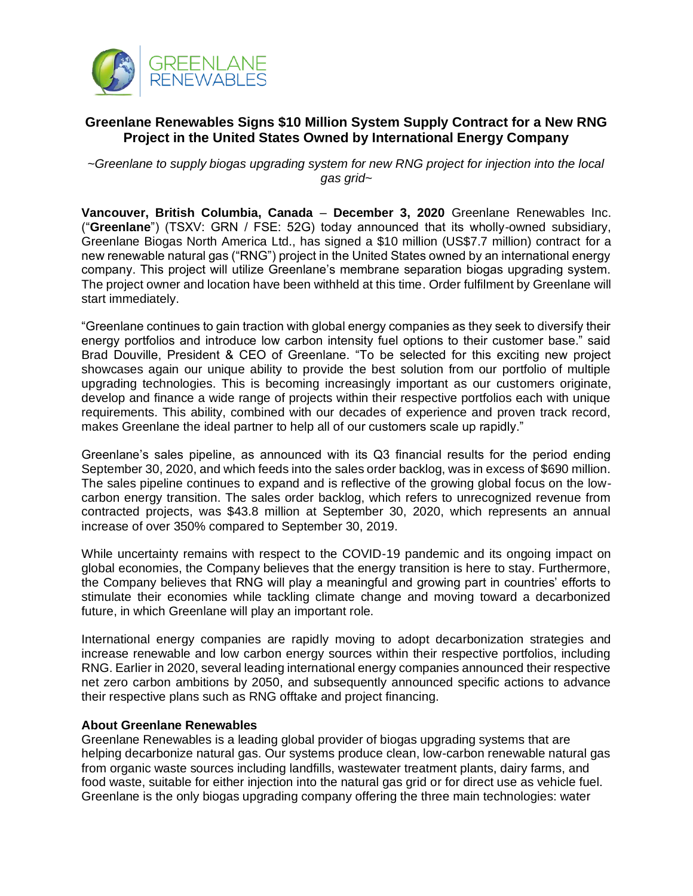# Greenlane Renewables Signs $10 Million System Supply Contract for a New RNG Project in the United States Owned by International Energy Company

*~Greenlane to supply biogas upgrading system for new RNG project for injection into the local gas grid~*

**Vancouver, British Columbia, Canada** – **December 3, 2020** Greenlane Renewables Inc. ("**Greenlane**") (TSXV: GRN / FSE: 52G) today announced that its wholly-owned subsidiary, Greenlane Biogas North America Ltd., has signed a $10 million (US$7.7 million) contract for a new renewable natural gas ("RNG") project in the United States owned by an international energy company. This project will utilize Greenlane's membrane separation biogas upgrading system. The project owner and location have been withheld at this time. Order fulfilment by Greenlane will start immediately.

"Greenlane continues to gain traction with global energy companies as they seek to diversify their energy portfolios and introduce low carbon intensity fuel options to their customer base." said Brad Douville, President & CEO of Greenlane. "To be selected for this exciting new project showcases again our unique ability to provide the best solution from our portfolio of multiple upgrading technologies. This is becoming increasingly important as our customers originate, develop and finance a wide range of projects within their respective portfolios each with unique requirements. This ability, combined with our decades of experience and proven track record, makes Greenlane the ideal partner to help all of our customers scale up rapidly."

Greenlane's sales pipeline, as announced with its Q3 financial results for the period ending September 30, 2020, and which feeds into the sales order backlog, was in excess of $690 million. The sales pipeline continues to expand and is reflective of the growing global focus on the low-carbon energy transition. The sales order backlog, which refers to unrecognized revenue from contracted projects, was $43.8 million at September 30, 2020, which represents an annual increase of over 350% compared to September 30, 2019.

While uncertainty remains with respect to the COVID-19 pandemic and its ongoing impact on global economies, the Company believes that the energy transition is here to stay. Furthermore, the Company believes that RNG will play a meaningful and growing part in countries' efforts to stimulate their economies while tackling climate change and moving toward a decarbonized future, in which Greenlane will play an important role.

International energy companies are rapidly moving to adopt decarbonization strategies and increase renewable and low carbon energy sources within their respective portfolios, including RNG. Earlier in 2020, several leading international energy companies announced their respective net zero carbon ambitions by 2050, and subsequently announced specific actions to advance their respective plans such as RNG offtake and project financing.

## About Greenlane Renewables

Greenlane Renewables is a leading global provider of biogas upgrading systems that are helping decarbonize natural gas. Our systems produce clean, low-carbon renewable natural gas from organic waste sources including landfills, wastewater treatment plants, dairy farms, and food waste, suitable for either injection into the natural gas grid or for direct use as vehicle fuel. Greenlane is the only biogas upgrading company offering the three main technologies: water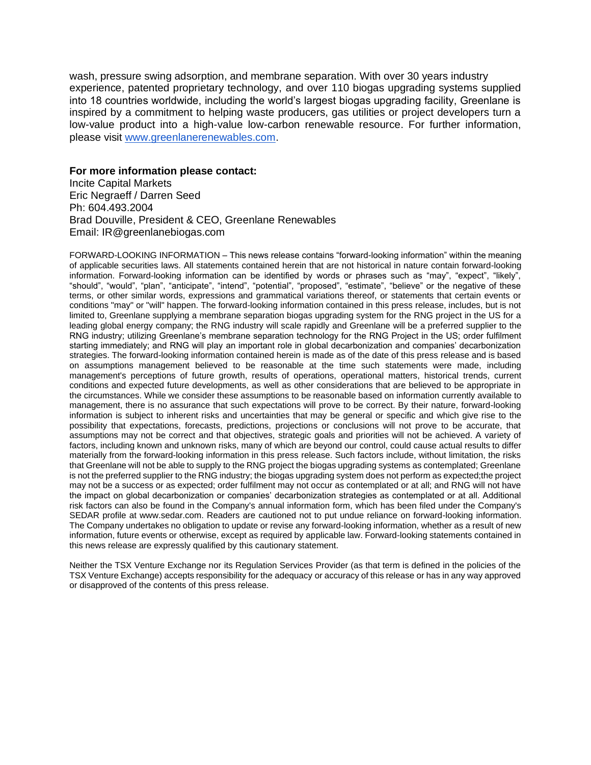wash, pressure swing adsorption, and membrane separation. With over 30 years industry experience, patented proprietary technology, and over 110 biogas upgrading systems supplied into 18 countries worldwide, including the world's largest biogas upgrading facility, Greenlane is inspired by a commitment to helping waste producers, gas utilities or project developers turn a low-value product into a high-value low-carbon renewable resource. For further information, please visit [www.greenlanerenewables.com](http://www.greenlanerenewables.com).

**For more information please contact:**
Incite Capital Markets
Eric Negraeff / Darren Seed
Ph: 604.493.2004
Brad Douville, President & CEO, Greenlane Renewables
Email: IR@greenlanebiogas.com

FORWARD-LOOKING INFORMATION – This news release contains "forward-looking information" within the meaning of applicable securities laws. All statements contained herein that are not historical in nature contain forward-looking information. Forward-looking information can be identified by words or phrases such as "may", "expect", "likely", "should", "would", "plan", "anticipate", "intend", "potential", "proposed", "estimate", "believe" or the negative of these terms, or other similar words, expressions and grammatical variations thereof, or statements that certain events or conditions "may" or "will" happen. The forward-looking information contained in this press release, includes, but is not limited to, Greenlane supplying a membrane separation biogas upgrading system for the RNG project in the US for a leading global energy company; the RNG industry will scale rapidly and Greenlane will be a preferred supplier to the RNG industry; utilizing Greenlane's membrane separation technology for the RNG Project in the US; order fulfilment starting immediately; and RNG will play an important role in global decarbonization and companies' decarbonization strategies. The forward-looking information contained herein is made as of the date of this press release and is based on assumptions management believed to be reasonable at the time such statements were made, including management's perceptions of future growth, results of operations, operational matters, historical trends, current conditions and expected future developments, as well as other considerations that are believed to be appropriate in the circumstances. While we consider these assumptions to be reasonable based on information currently available to management, there is no assurance that such expectations will prove to be correct. By their nature, forward-looking information is subject to inherent risks and uncertainties that may be general or specific and which give rise to the possibility that expectations, forecasts, predictions, projections or conclusions will not prove to be accurate, that assumptions may not be correct and that objectives, strategic goals and priorities will not be achieved. A variety of factors, including known and unknown risks, many of which are beyond our control, could cause actual results to differ materially from the forward-looking information in this press release. Such factors include, without limitation, the risks that Greenlane will not be able to supply to the RNG project the biogas upgrading systems as contemplated; Greenlane is not the preferred supplier to the RNG industry; the biogas upgrading system does not perform as expected;the project may not be a success or as expected; order fulfilment may not occur as contemplated or at all; and RNG will not have the impact on global decarbonization or companies' decarbonization strategies as contemplated or at all. Additional risk factors can also be found in the Company's annual information form, which has been filed under the Company's SEDAR profile at www.sedar.com. Readers are cautioned not to put undue reliance on forward-looking information. The Company undertakes no obligation to update or revise any forward-looking information, whether as a result of new information, future events or otherwise, except as required by applicable law. Forward-looking statements contained in this news release are expressly qualified by this cautionary statement.

Neither the TSX Venture Exchange nor its Regulation Services Provider (as that term is defined in the policies of the TSX Venture Exchange) accepts responsibility for the adequacy or accuracy of this release or has in any way approved or disapproved of the contents of this press release.